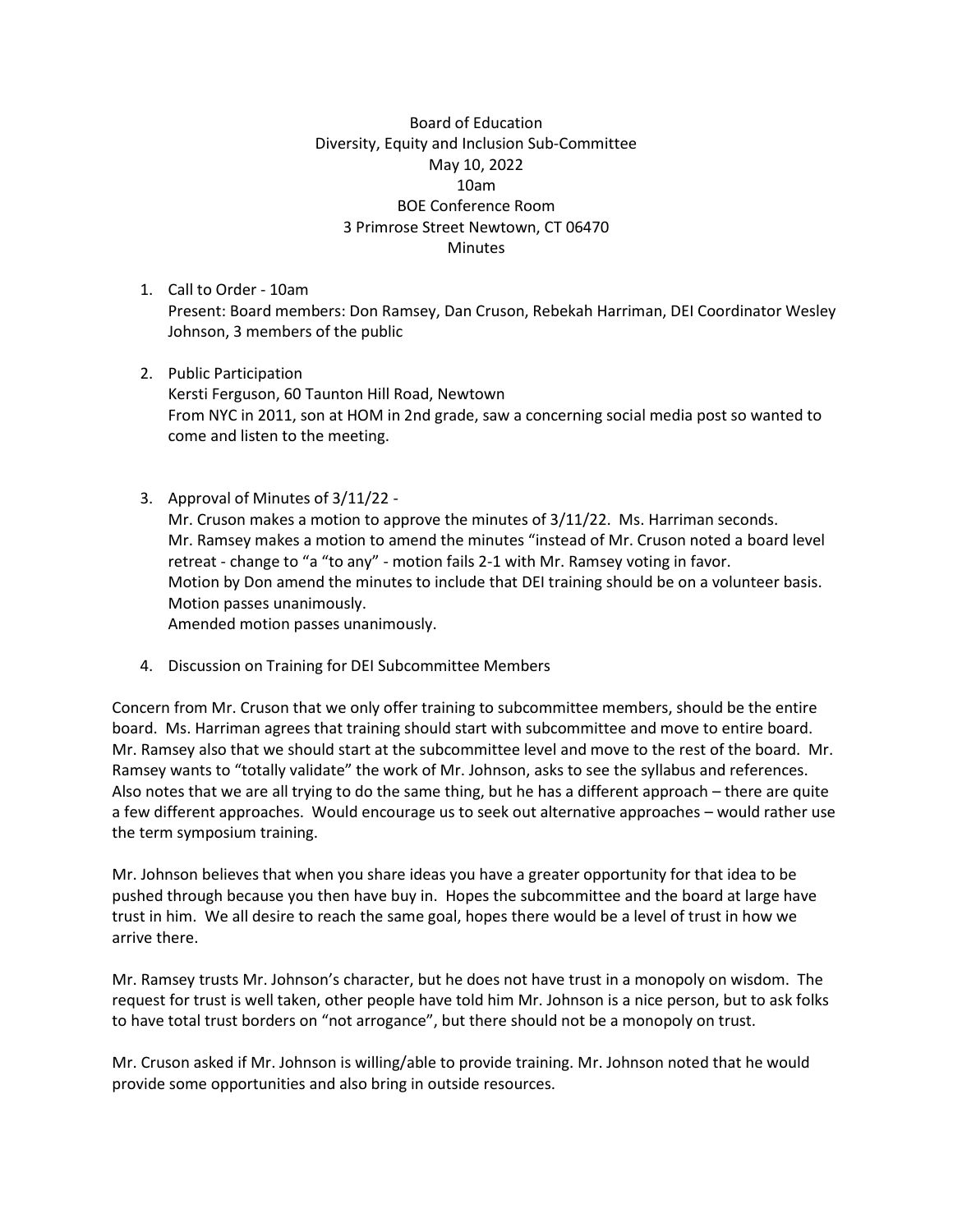Board of Education
Diversity, Equity and Inclusion Sub-Committee
May 10, 2022
10am
BOE Conference Room
3 Primrose Street Newtown, CT 06470
Minutes

1. Call to Order - 10am
   Present: Board members: Don Ramsey, Dan Cruson, Rebekah Harriman, DEI Coordinator Wesley Johnson, 3 members of the public

2. Public Participation
   Kersti Ferguson, 60 Taunton Hill Road, Newtown
   From NYC in 2011, son at HOM in 2nd grade, saw a concerning social media post so wanted to come and listen to the meeting.

3. Approval of Minutes of 3/11/22 -
   Mr. Cruson makes a motion to approve the minutes of 3/11/22. Ms. Harriman seconds.
   Mr. Ramsey makes a motion to amend the minutes "instead of Mr. Cruson noted a board level retreat - change to "a "to any" - motion fails 2-1 with Mr. Ramsey voting in favor.
   Motion by Don amend the minutes to include that DEI training should be on a volunteer basis.
   Motion passes unanimously.
   Amended motion passes unanimously.

4. Discussion on Training for DEI Subcommittee Members

Concern from Mr. Cruson that we only offer training to subcommittee members, should be the entire board. Ms. Harriman agrees that training should start with subcommittee and move to entire board. Mr. Ramsey also that we should start at the subcommittee level and move to the rest of the board. Mr. Ramsey wants to "totally validate" the work of Mr. Johnson, asks to see the syllabus and references. Also notes that we are all trying to do the same thing, but he has a different approach – there are quite a few different approaches. Would encourage us to seek out alternative approaches – would rather use the term symposium training.

Mr. Johnson believes that when you share ideas you have a greater opportunity for that idea to be pushed through because you then have buy in. Hopes the subcommittee and the board at large have trust in him. We all desire to reach the same goal, hopes there would be a level of trust in how we arrive there.

Mr. Ramsey trusts Mr. Johnson's character, but he does not have trust in a monopoly on wisdom. The request for trust is well taken, other people have told him Mr. Johnson is a nice person, but to ask folks to have total trust borders on "not arrogance", but there should not be a monopoly on trust.

Mr. Cruson asked if Mr. Johnson is willing/able to provide training. Mr. Johnson noted that he would provide some opportunities and also bring in outside resources.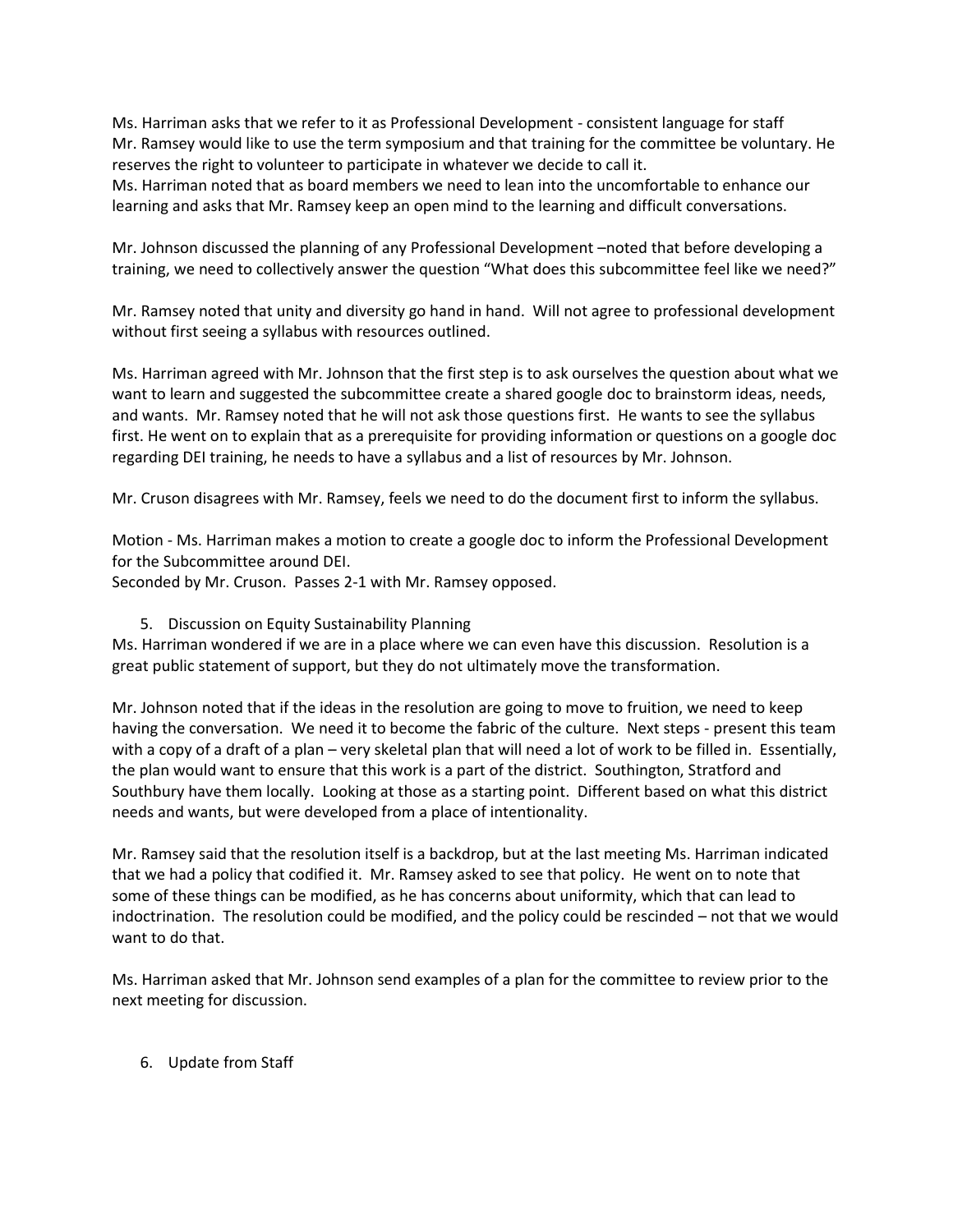Ms. Harriman asks that we refer to it as Professional Development - consistent language for staff
Mr. Ramsey would like to use the term symposium and that training for the committee be voluntary. He reserves the right to volunteer to participate in whatever we decide to call it.
Ms. Harriman noted that as board members we need to lean into the uncomfortable to enhance our learning and asks that Mr. Ramsey keep an open mind to the learning and difficult conversations.

Mr. Johnson discussed the planning of any Professional Development –noted that before developing a training, we need to collectively answer the question "What does this subcommittee feel like we need?"

Mr. Ramsey noted that unity and diversity go hand in hand. Will not agree to professional development without first seeing a syllabus with resources outlined.

Ms. Harriman agreed with Mr. Johnson that the first step is to ask ourselves the question about what we want to learn and suggested the subcommittee create a shared google doc to brainstorm ideas, needs, and wants. Mr. Ramsey noted that he will not ask those questions first. He wants to see the syllabus first. He went on to explain that as a prerequisite for providing information or questions on a google doc regarding DEI training, he needs to have a syllabus and a list of resources by Mr. Johnson.

Mr. Cruson disagrees with Mr. Ramsey, feels we need to do the document first to inform the syllabus.

Motion - Ms. Harriman makes a motion to create a google doc to inform the Professional Development for the Subcommittee around DEI.
Seconded by Mr. Cruson. Passes 2-1 with Mr. Ramsey opposed.

5. Discussion on Equity Sustainability Planning

Ms. Harriman wondered if we are in a place where we can even have this discussion. Resolution is a great public statement of support, but they do not ultimately move the transformation.

Mr. Johnson noted that if the ideas in the resolution are going to move to fruition, we need to keep having the conversation. We need it to become the fabric of the culture. Next steps - present this team with a copy of a draft of a plan – very skeletal plan that will need a lot of work to be filled in. Essentially, the plan would want to ensure that this work is a part of the district. Southington, Stratford and Southbury have them locally. Looking at those as a starting point. Different based on what this district needs and wants, but were developed from a place of intentionality.

Mr. Ramsey said that the resolution itself is a backdrop, but at the last meeting Ms. Harriman indicated that we had a policy that codified it. Mr. Ramsey asked to see that policy. He went on to note that some of these things can be modified, as he has concerns about uniformity, which that can lead to indoctrination. The resolution could be modified, and the policy could be rescinded – not that we would want to do that.

Ms. Harriman asked that Mr. Johnson send examples of a plan for the committee to review prior to the next meeting for discussion.

6. Update from Staff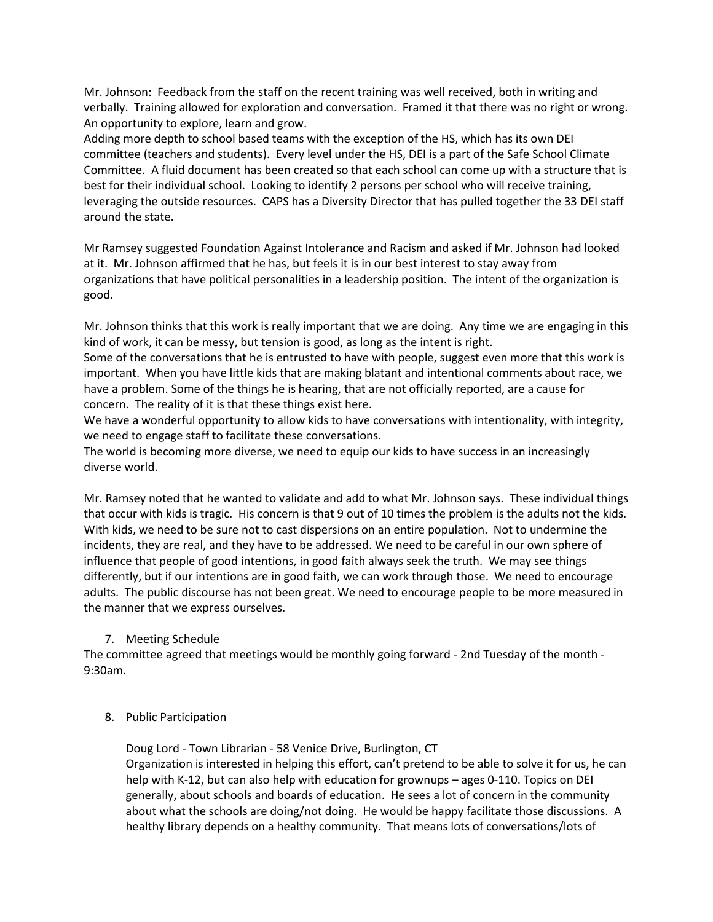Mr. Johnson: Feedback from the staff on the recent training was well received, both in writing and verbally. Training allowed for exploration and conversation. Framed it that there was no right or wrong. An opportunity to explore, learn and grow.
Adding more depth to school based teams with the exception of the HS, which has its own DEI committee (teachers and students). Every level under the HS, DEI is a part of the Safe School Climate Committee. A fluid document has been created so that each school can come up with a structure that is best for their individual school. Looking to identify 2 persons per school who will receive training, leveraging the outside resources. CAPS has a Diversity Director that has pulled together the 33 DEI staff around the state.

Mr Ramsey suggested Foundation Against Intolerance and Racism and asked if Mr. Johnson had looked at it. Mr. Johnson affirmed that he has, but feels it is in our best interest to stay away from organizations that have political personalities in a leadership position. The intent of the organization is good.

Mr. Johnson thinks that this work is really important that we are doing. Any time we are engaging in this kind of work, it can be messy, but tension is good, as long as the intent is right.
Some of the conversations that he is entrusted to have with people, suggest even more that this work is important. When you have little kids that are making blatant and intentional comments about race, we have a problem. Some of the things he is hearing, that are not officially reported, are a cause for concern. The reality of it is that these things exist here.
We have a wonderful opportunity to allow kids to have conversations with intentionality, with integrity, we need to engage staff to facilitate these conversations.
The world is becoming more diverse, we need to equip our kids to have success in an increasingly diverse world.

Mr. Ramsey noted that he wanted to validate and add to what Mr. Johnson says. These individual things that occur with kids is tragic. His concern is that 9 out of 10 times the problem is the adults not the kids. With kids, we need to be sure not to cast dispersions on an entire population. Not to undermine the incidents, they are real, and they have to be addressed. We need to be careful in our own sphere of influence that people of good intentions, in good faith always seek the truth. We may see things differently, but if our intentions are in good faith, we can work through those. We need to encourage adults. The public discourse has not been great. We need to encourage people to be more measured in the manner that we express ourselves.

7. Meeting Schedule

The committee agreed that meetings would be monthly going forward - 2nd Tuesday of the month - 9:30am.

8. Public Participation

Doug Lord - Town Librarian - 58 Venice Drive, Burlington, CT
Organization is interested in helping this effort, can't pretend to be able to solve it for us, he can help with K-12, but can also help with education for grownups – ages 0-110. Topics on DEI generally, about schools and boards of education. He sees a lot of concern in the community about what the schools are doing/not doing. He would be happy facilitate those discussions. A healthy library depends on a healthy community. That means lots of conversations/lots of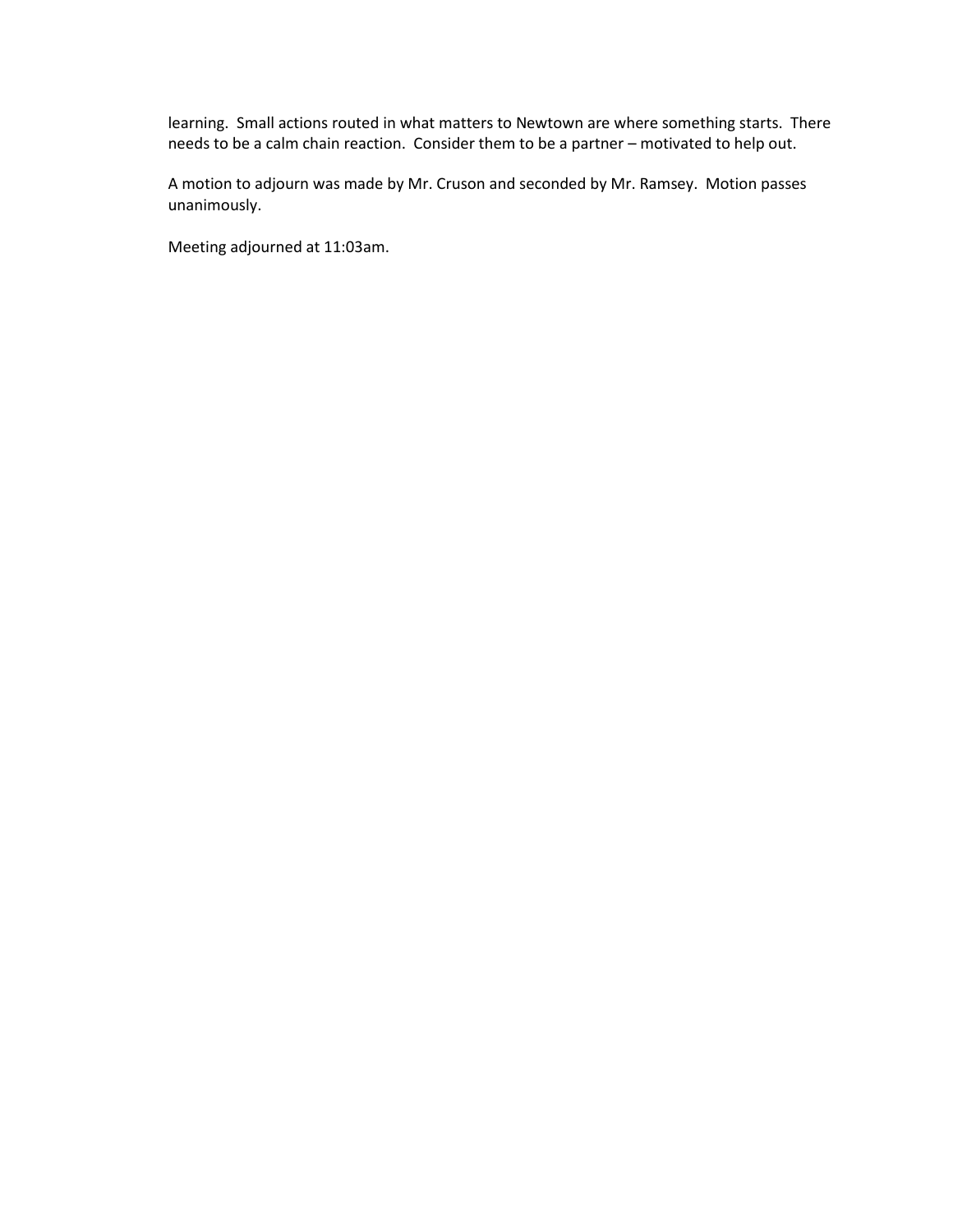learning. Small actions routed in what matters to Newtown are where something starts. There needs to be a calm chain reaction. Consider them to be a partner – motivated to help out.

A motion to adjourn was made by Mr. Cruson and seconded by Mr. Ramsey. Motion passes unanimously.

Meeting adjourned at 11:03am.